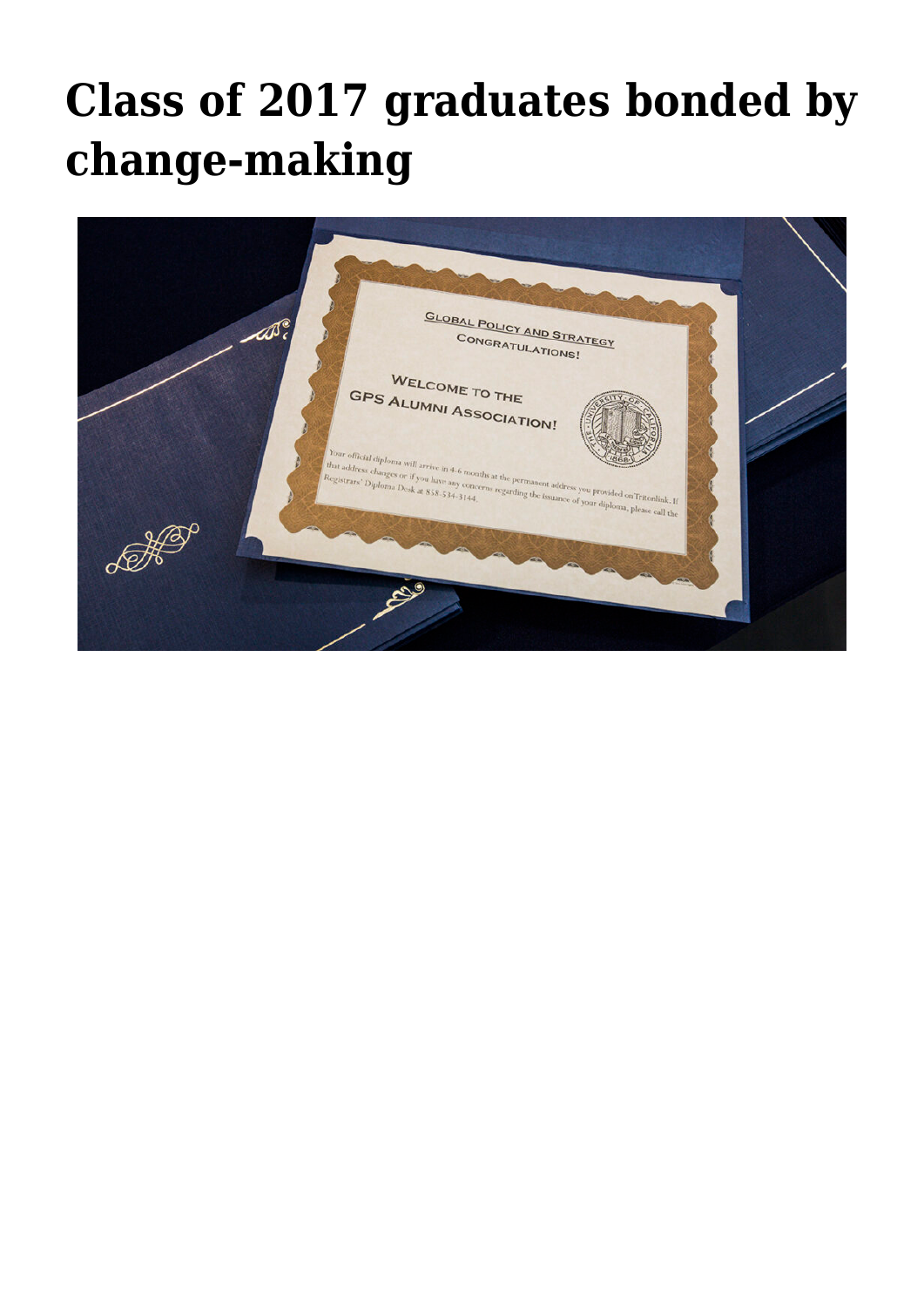# Class of 2017 graduates bonded by change-making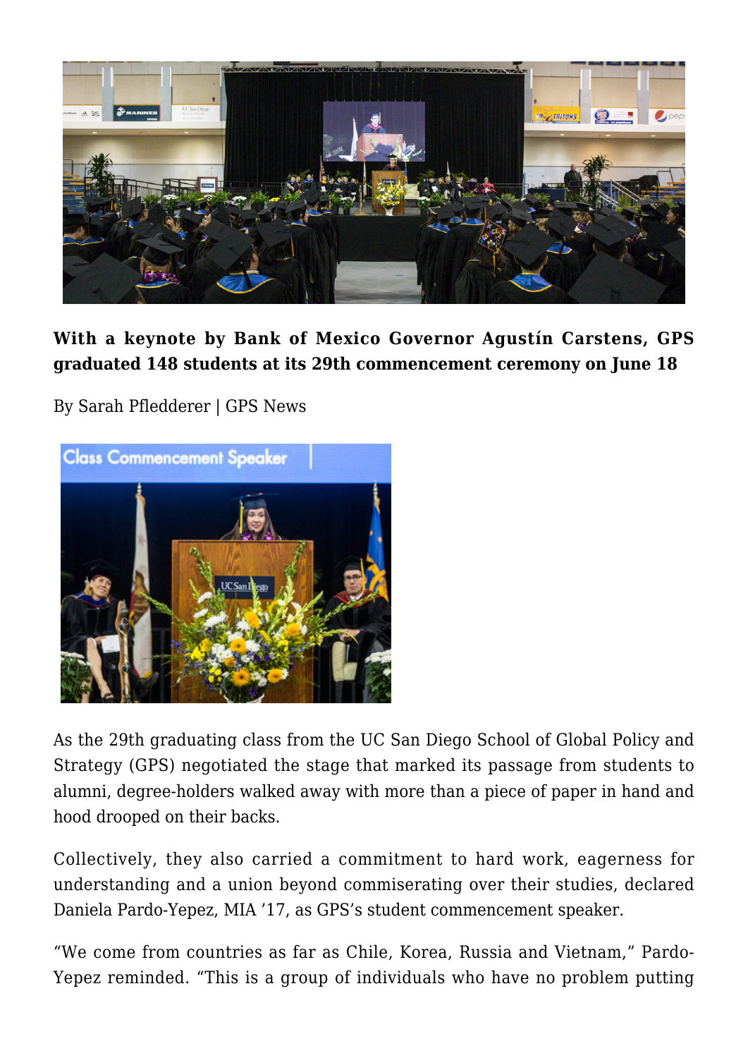**With a keynote by Bank of Mexico Governor Agustín Carstens, GPS graduated 148 students at its 29th commencement ceremony on June 18**

By Sarah Pfledderer | GPS News

As the 29th graduating class from the UC San Diego School of Global Policy and Strategy (GPS) negotiated the stage that marked its passage from students to alumni, degree-holders walked away with more than a piece of paper in hand and hood drooped on their backs.

Collectively, they also carried a commitment to hard work, eagerness for understanding and a union beyond commiserating over their studies, declared Daniela Pardo-Yepez, MIA '17, as GPS's student commencement speaker.

"We come from countries as far as Chile, Korea, Russia and Vietnam," Pardo-Yepez reminded. "This is a group of individuals who have no problem putting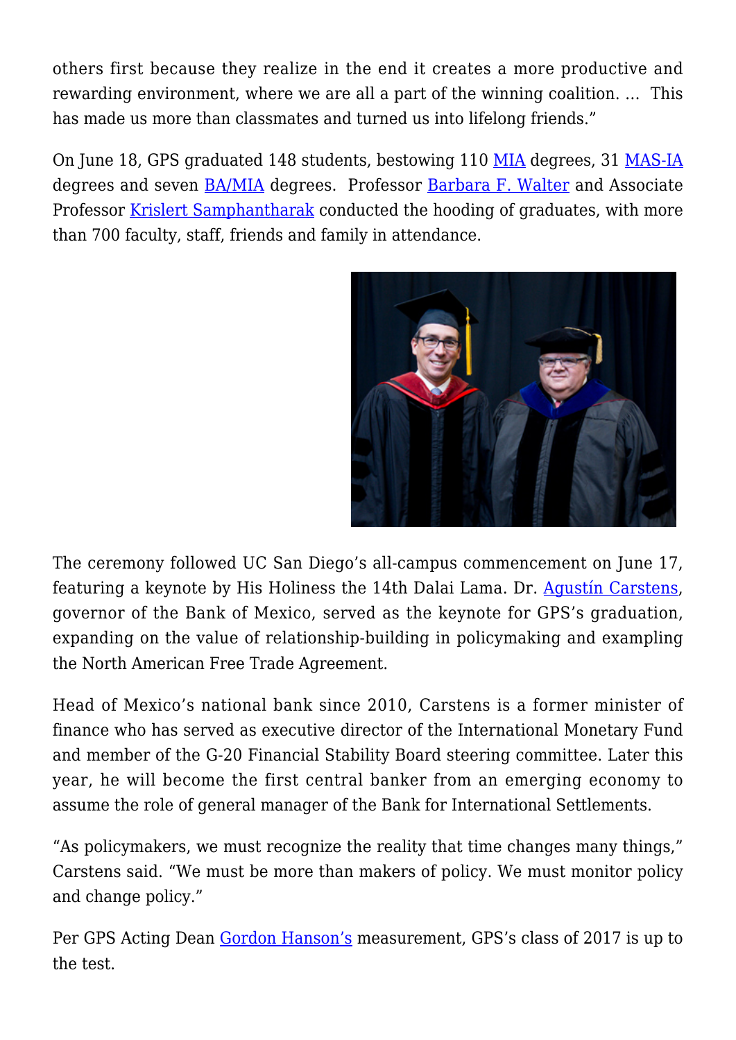others first because they realize in the end it creates a more productive and rewarding environment, where we are all a part of the winning coalition. … This has made us more than classmates and turned us into lifelong friends."

On June 18, GPS graduated 148 students, bestowing 110 MIA degrees, 31 MAS-IA degrees and seven BA/MIA degrees. Professor Barbara F. Walter and Associate Professor Krislert Samphantharak conducted the hooding of graduates, with more than 700 faculty, staff, friends and family in attendance.

The ceremony followed UC San Diego's all-campus commencement on June 17, featuring a keynote by His Holiness the 14th Dalai Lama. Dr. Agustín Carstens, governor of the Bank of Mexico, served as the keynote for GPS's graduation, expanding on the value of relationship-building in policymaking and exampling the North American Free Trade Agreement.

Head of Mexico's national bank since 2010, Carstens is a former minister of finance who has served as executive director of the International Monetary Fund and member of the G-20 Financial Stability Board steering committee. Later this year, he will become the first central banker from an emerging economy to assume the role of general manager of the Bank for International Settlements.

"As policymakers, we must recognize the reality that time changes many things," Carstens said. "We must be more than makers of policy. We must monitor policy and change policy."

Per GPS Acting Dean Gordon Hanson's measurement, GPS's class of 2017 is up to the test.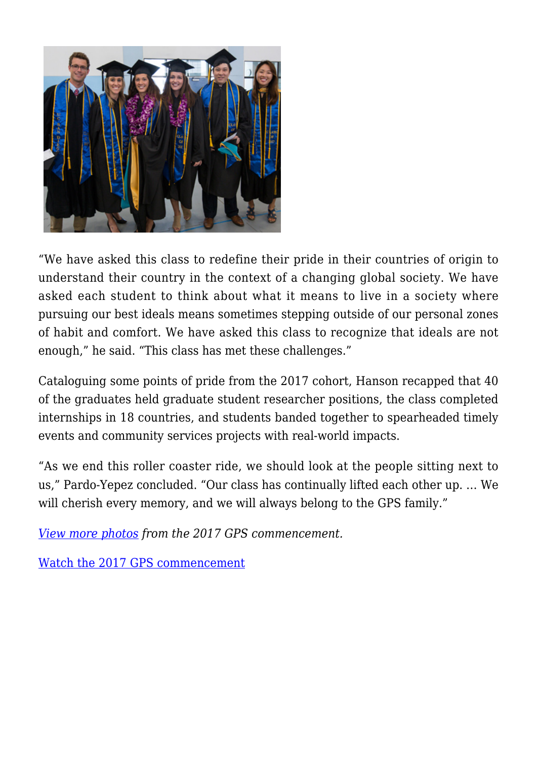“We have asked this class to redefine their pride in their countries of origin to understand their country in the context of a changing global society. We have asked each student to think about what it means to live in a society where pursuing our best ideals means sometimes stepping outside of our personal zones of habit and comfort. We have asked this class to recognize that ideals are not enough,” he said. “This class has met these challenges.”

Cataloguing some points of pride from the 2017 cohort, Hanson recapped that 40 of the graduates held graduate student researcher positions, the class completed internships in 18 countries, and students banded together to spearheaded timely events and community services projects with real-world impacts.

“As we end this roller coaster ride, we should look at the people sitting next to us,” Pardo-Yepez concluded. “Our class has continually lifted each other up. … We will cherish every memory, and we will always belong to the GPS family.”

*View more photos from the 2017 GPS commencement.*

Watch the 2017 GPS commencement